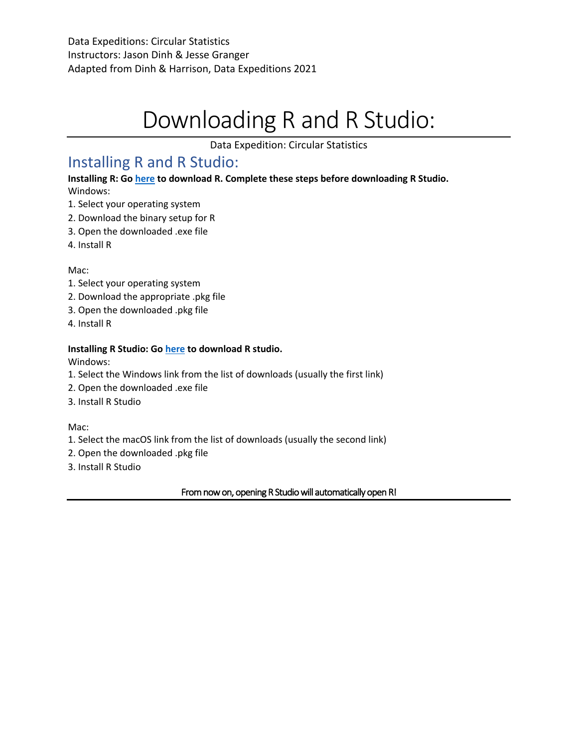Data Expeditions: Circular Statistics
Instructors: Jason Dinh & Jesse Granger
Adapted from Dinh & Harrison, Data Expeditions 2021

# Downloading R and R Studio:

Data Expedition: Circular Statistics

## Installing R and R Studio:

**Installing R: Go here to download R. Complete these steps before downloading R Studio.**

Windows:

1. Select your operating system
2. Download the binary setup for R
3. Open the downloaded .exe file
4. Install R

Mac:

1. Select your operating system
2. Download the appropriate .pkg file
3. Open the downloaded .pkg file
4. Install R

**Installing R Studio: Go here to download R studio.**

Windows:

1. Select the Windows link from the list of downloads (usually the first link)
2. Open the downloaded .exe file
3. Install R Studio

Mac:

1. Select the macOS link from the list of downloads (usually the second link)
2. Open the downloaded .pkg file
3. Install R Studio

From now on, opening R Studio will automatically open R!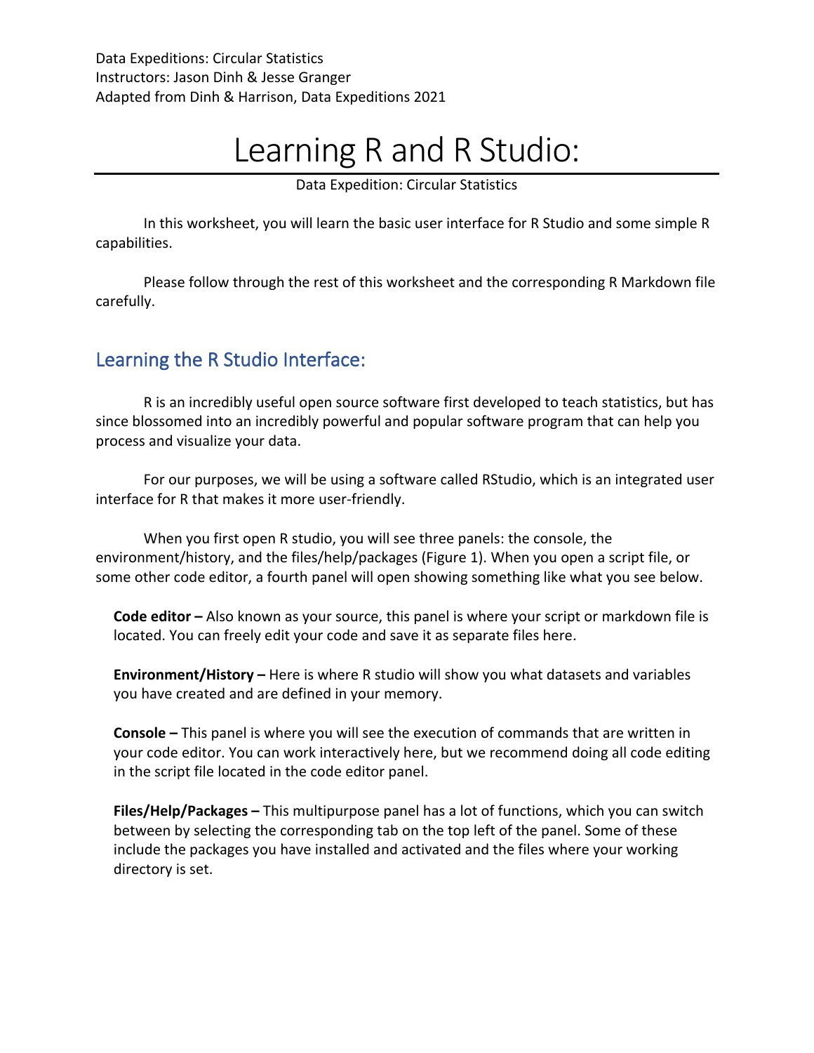Data Expeditions: Circular Statistics
Instructors: Jason Dinh & Jesse Granger
Adapted from Dinh & Harrison, Data Expeditions 2021

# Learning R and R Studio:

Data Expedition: Circular Statistics

In this worksheet, you will learn the basic user interface for R Studio and some simple R capabilities.

Please follow through the rest of this worksheet and the corresponding R Markdown file carefully.

## Learning the R Studio Interface:

R is an incredibly useful open source software first developed to teach statistics, but has since blossomed into an incredibly powerful and popular software program that can help you process and visualize your data.

For our purposes, we will be using a software called RStudio, which is an integrated user interface for R that makes it more user-friendly.

When you first open R studio, you will see three panels: the console, the environment/history, and the files/help/packages (Figure 1). When you open a script file, or some other code editor, a fourth panel will open showing something like what you see below.

**Code editor –** Also known as your source, this panel is where your script or markdown file is located. You can freely edit your code and save it as separate files here.

**Environment/History –** Here is where R studio will show you what datasets and variables you have created and are defined in your memory.

**Console –** This panel is where you will see the execution of commands that are written in your code editor. You can work interactively here, but we recommend doing all code editing in the script file located in the code editor panel.

**Files/Help/Packages –** This multipurpose panel has a lot of functions, which you can switch between by selecting the corresponding tab on the top left of the panel. Some of these include the packages you have installed and activated and the files where your working directory is set.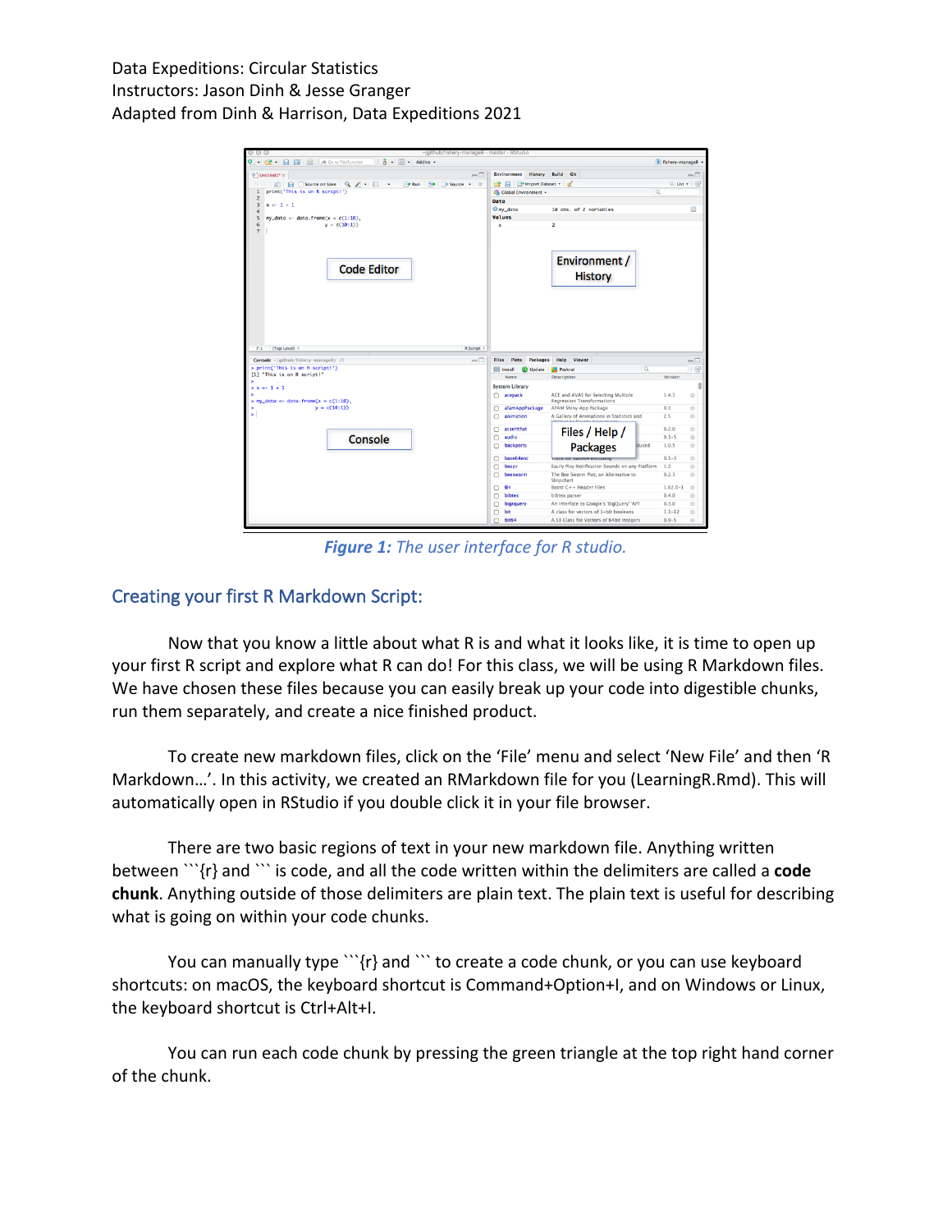Data Expeditions: Circular Statistics
Instructors: Jason Dinh & Jesse Granger
Adapted from Dinh & Harrison, Data Expeditions 2021

***Figure 1:*** *The user interface for R studio.*

## Creating your first R Markdown Script:

Now that you know a little about what R is and what it looks like, it is time to open up your first R script and explore what R can do! For this class, we will be using R Markdown files. We have chosen these files because you can easily break up your code into digestible chunks, run them separately, and create a nice finished product.

To create new markdown files, click on the 'File' menu and select 'New File' and then 'R Markdown…'. In this activity, we created an RMarkdown file for you (LearningR.Rmd). This will automatically open in RStudio if you double click it in your file browser.

There are two basic regions of text in your new markdown file. Anything written between ```{r} and ``` is code, and all the code written within the delimiters are called a **code chunk**. Anything outside of those delimiters are plain text. The plain text is useful for describing what is going on within your code chunks.

You can manually type ```{r} and ``` to create a code chunk, or you can use keyboard shortcuts: on macOS, the keyboard shortcut is Command+Option+I, and on Windows or Linux, the keyboard shortcut is Ctrl+Alt+I.

You can run each code chunk by pressing the green triangle at the top right hand corner of the chunk.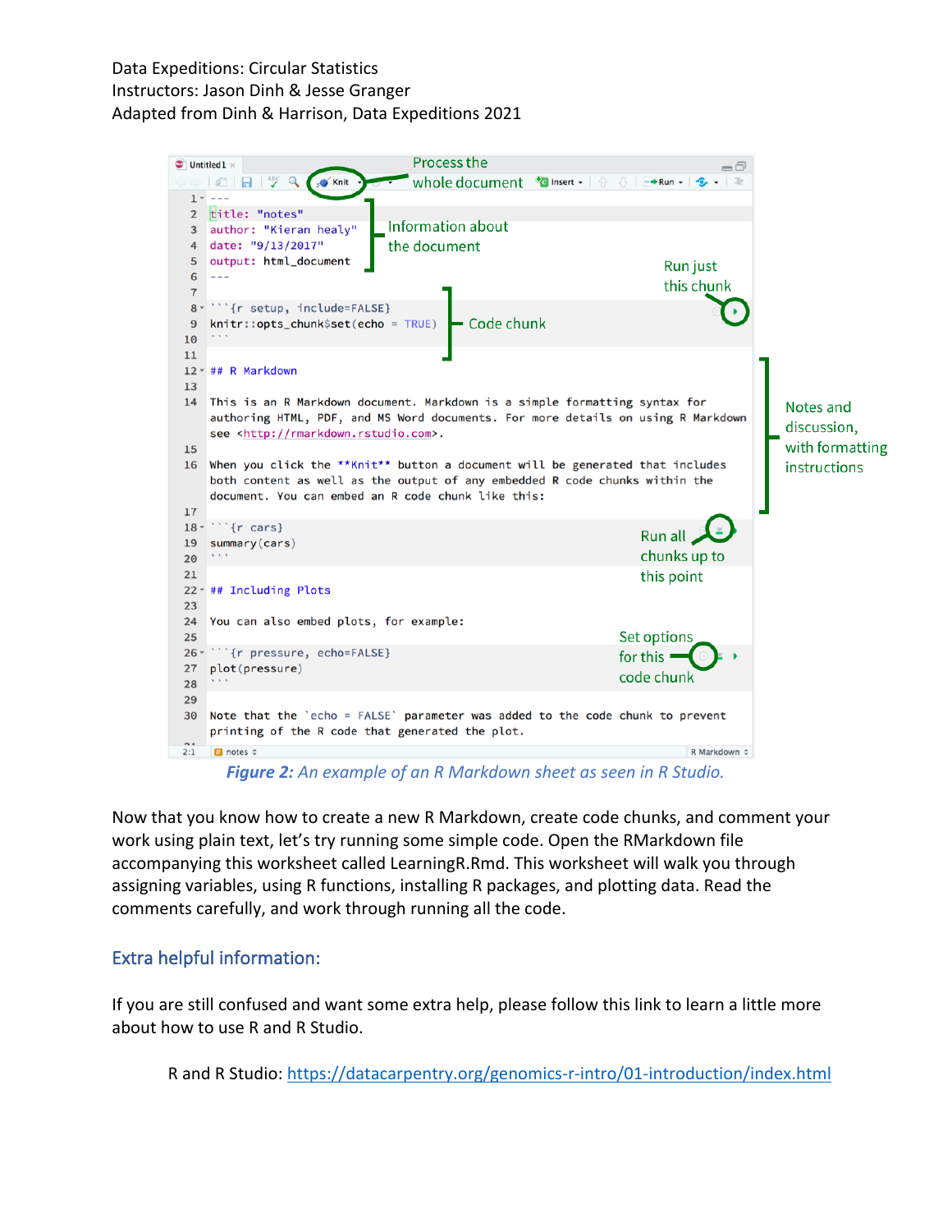*Figure 2: An example of an R Markdown sheet as seen in R Studio.*

Now that you know how to create a new R Markdown, create code chunks, and comment your work using plain text, let's try running some simple code. Open the RMarkdown file accompanying this worksheet called LearningR.Rmd. This worksheet will walk you through assigning variables, using R functions, installing R packages, and plotting data. Read the comments carefully, and work through running all the code.

## Extra helpful information:

If you are still confused and want some extra help, please follow this link to learn a little more about how to use R and R Studio.

R and R Studio: https://datacarpentry.org/genomics-r-intro/01-introduction/index.html